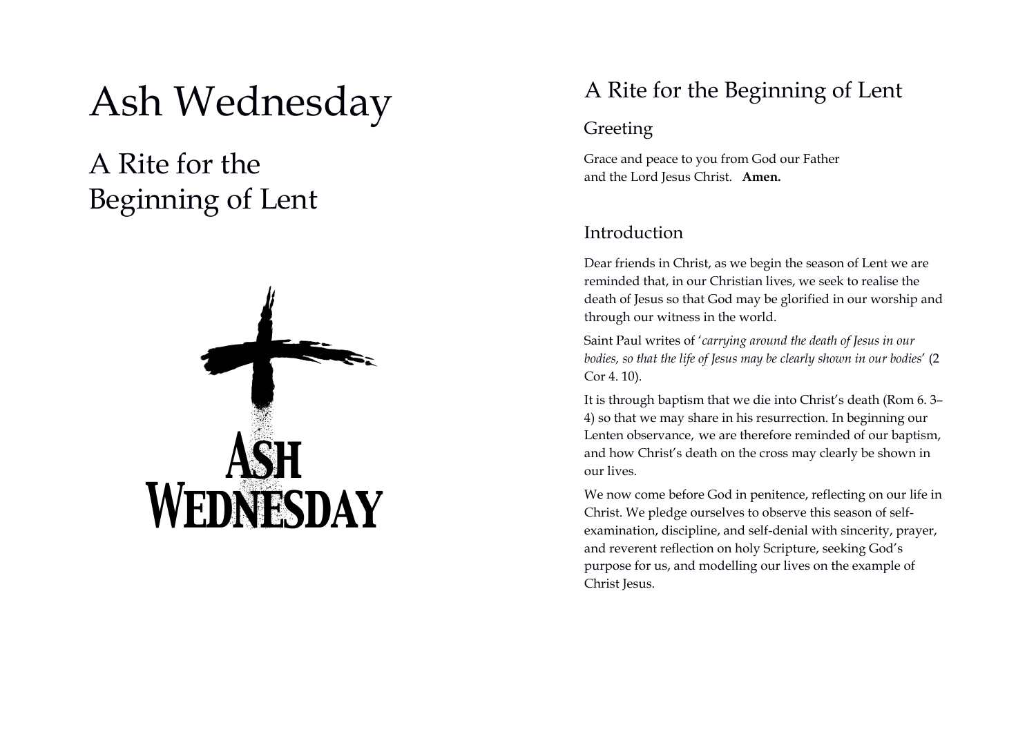# Ash Wednesday

## A Rite for the Beginning of Lent

## A Rite for the Beginning of Lent

### Greeting

Grace and peace to you from God our Father
and the Lord Jesus Christ. **Amen.**

### Introduction

Dear friends in Christ, as we begin the season of Lent we are reminded that, in our Christian lives, we seek to realise the death of Jesus so that God may be glorified in our worship and through our witness in the world.

Saint Paul writes of '*carrying around the death of Jesus in our bodies, so that the life of Jesus may be clearly shown in our bodies*' (2 Cor 4. 10).

It is through baptism that we die into Christ's death (Rom 6. 3–4) so that we may share in his resurrection. In beginning our Lenten observance, we are therefore reminded of our baptism, and how Christ's death on the cross may clearly be shown in our lives.

We now come before God in penitence, reflecting on our life in Christ. We pledge ourselves to observe this season of self-examination, discipline, and self-denial with sincerity, prayer, and reverent reflection on holy Scripture, seeking God's purpose for us, and modelling our lives on the example of Christ Jesus.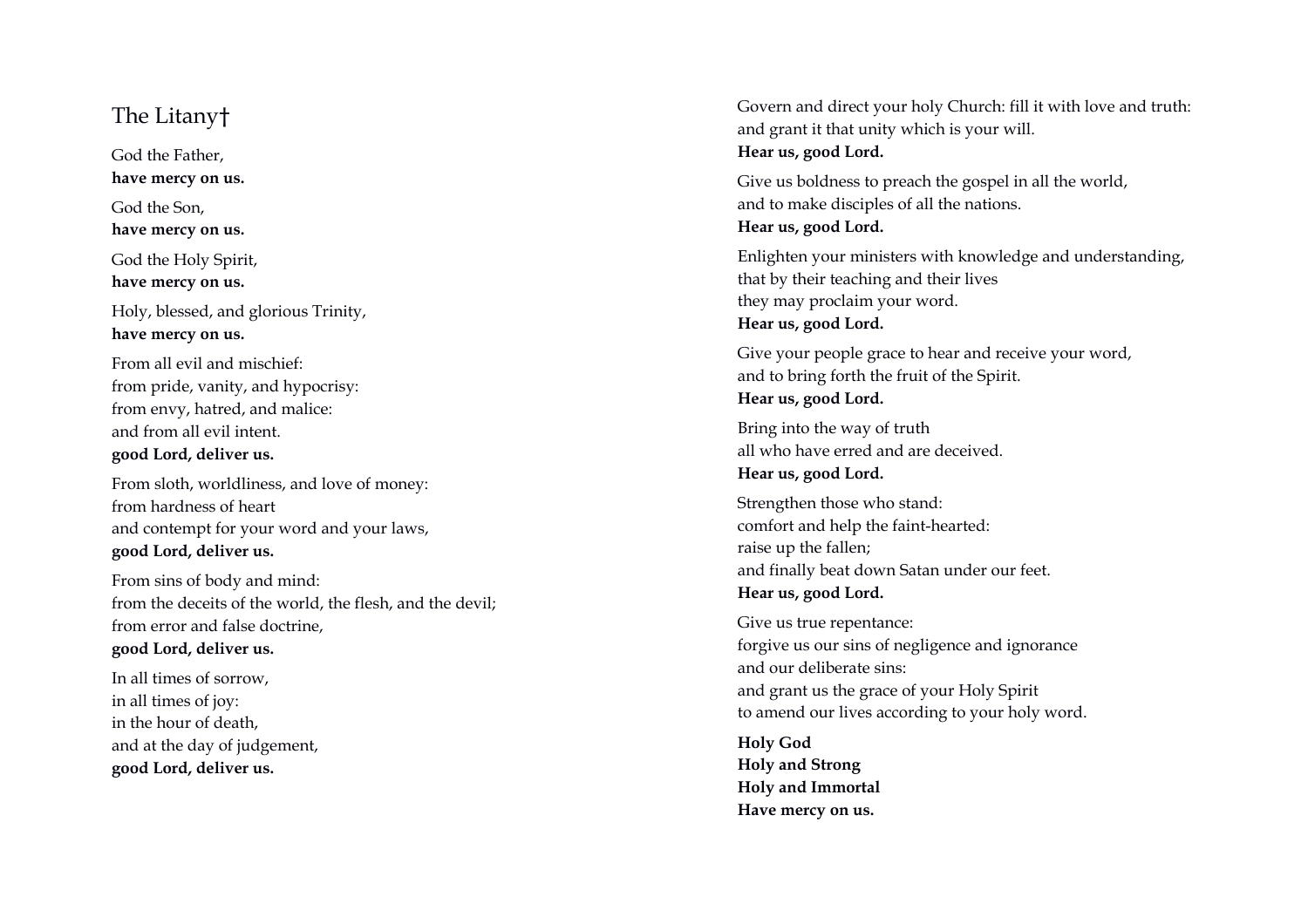## The Litany†

God the Father,
**have mercy on us.**

God the Son,
**have mercy on us.**

God the Holy Spirit,
**have mercy on us.**

Holy, blessed, and glorious Trinity,
**have mercy on us.**

From all evil and mischief:
from pride, vanity, and hypocrisy:
from envy, hatred, and malice:
and from all evil intent.
**good Lord, deliver us.**

From sloth, worldliness, and love of money:
from hardness of heart
and contempt for your word and your laws,
**good Lord, deliver us.**

From sins of body and mind:
from the deceits of the world, the flesh, and the devil;
from error and false doctrine,
**good Lord, deliver us.**

In all times of sorrow,
in all times of joy:
in the hour of death,
and at the day of judgement,
**good Lord, deliver us.**

Govern and direct your holy Church: fill it with love and truth:
and grant it that unity which is your will.
**Hear us, good Lord.**

Give us boldness to preach the gospel in all the world,
and to make disciples of all the nations.
**Hear us, good Lord.**

Enlighten your ministers with knowledge and understanding,
that by their teaching and their lives
they may proclaim your word.
**Hear us, good Lord.**

Give your people grace to hear and receive your word,
and to bring forth the fruit of the Spirit.
**Hear us, good Lord.**

Bring into the way of truth
all who have erred and are deceived.
**Hear us, good Lord.**

Strengthen those who stand:
comfort and help the faint-hearted:
raise up the fallen;
and finally beat down Satan under our feet.
**Hear us, good Lord.**

Give us true repentance:
forgive us our sins of negligence and ignorance
and our deliberate sins:
and grant us the grace of your Holy Spirit
to amend our lives according to your holy word.

**Holy God**
**Holy and Strong**
**Holy and Immortal**
**Have mercy on us.**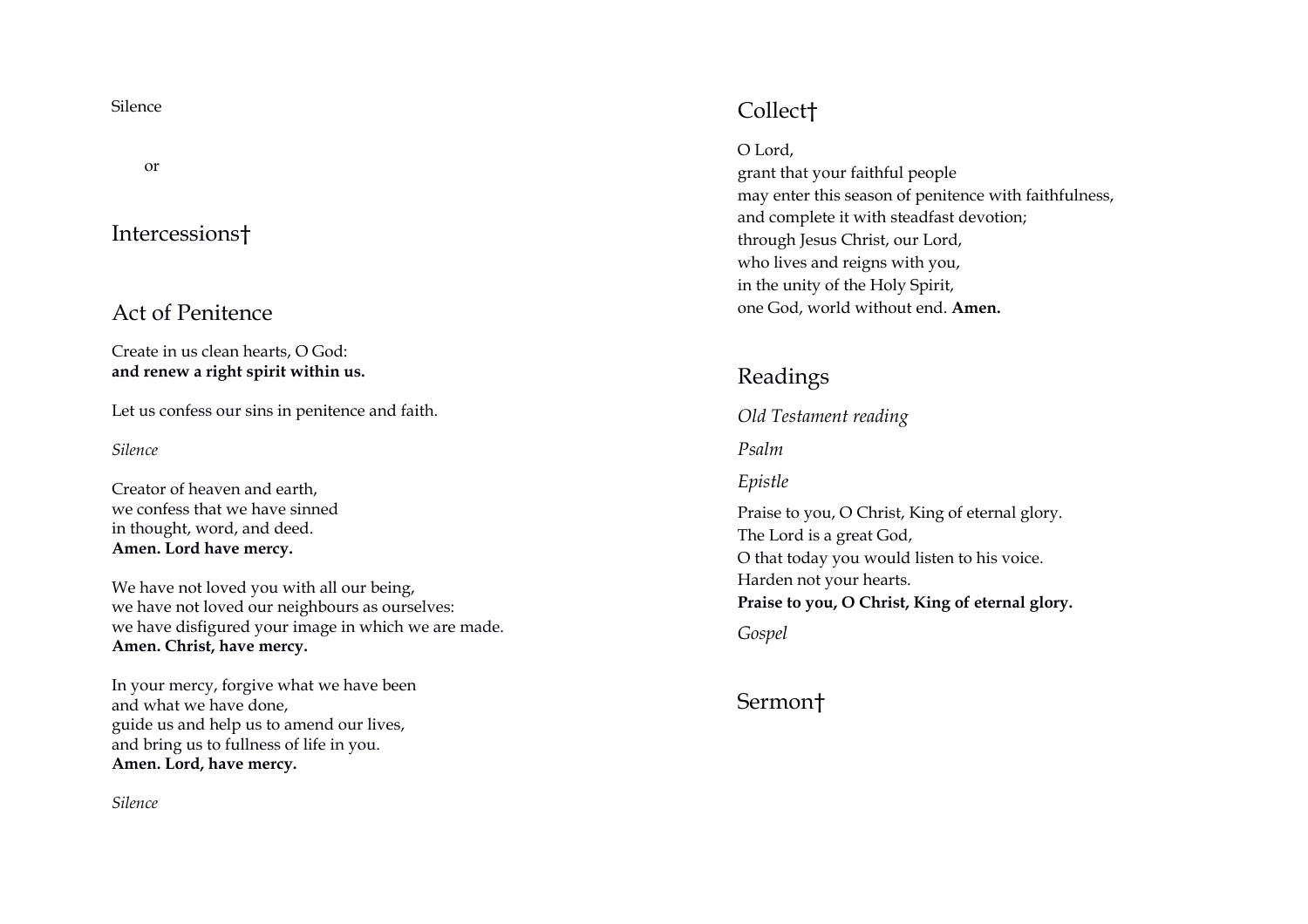Silence

or

## Intercessions†

## Act of Penitence

Create in us clean hearts, O God:
**and renew a right spirit within us.**

Let us confess our sins in penitence and faith.

*Silence*

Creator of heaven and earth,
we confess that we have sinned
in thought, word, and deed.
**Amen. Lord have mercy.**

We have not loved you with all our being,
we have not loved our neighbours as ourselves:
we have disfigured your image in which we are made.
**Amen. Christ, have mercy.**

In your mercy, forgive what we have been
and what we have done,
guide us and help us to amend our lives,
and bring us to fullness of life in you.
**Amen. Lord, have mercy.**

*Silence*

## Collect†

O Lord,
grant that your faithful people
may enter this season of penitence with faithfulness,
and complete it with steadfast devotion;
through Jesus Christ, our Lord,
who lives and reigns with you,
in the unity of the Holy Spirit,
one God, world without end. **Amen.**

## Readings

*Old Testament reading*

*Psalm*

*Epistle*

Praise to you, O Christ, King of eternal glory.
The Lord is a great God,
O that today you would listen to his voice.
Harden not your hearts.
**Praise to you, O Christ, King of eternal glory.**

*Gospel*

## Sermon†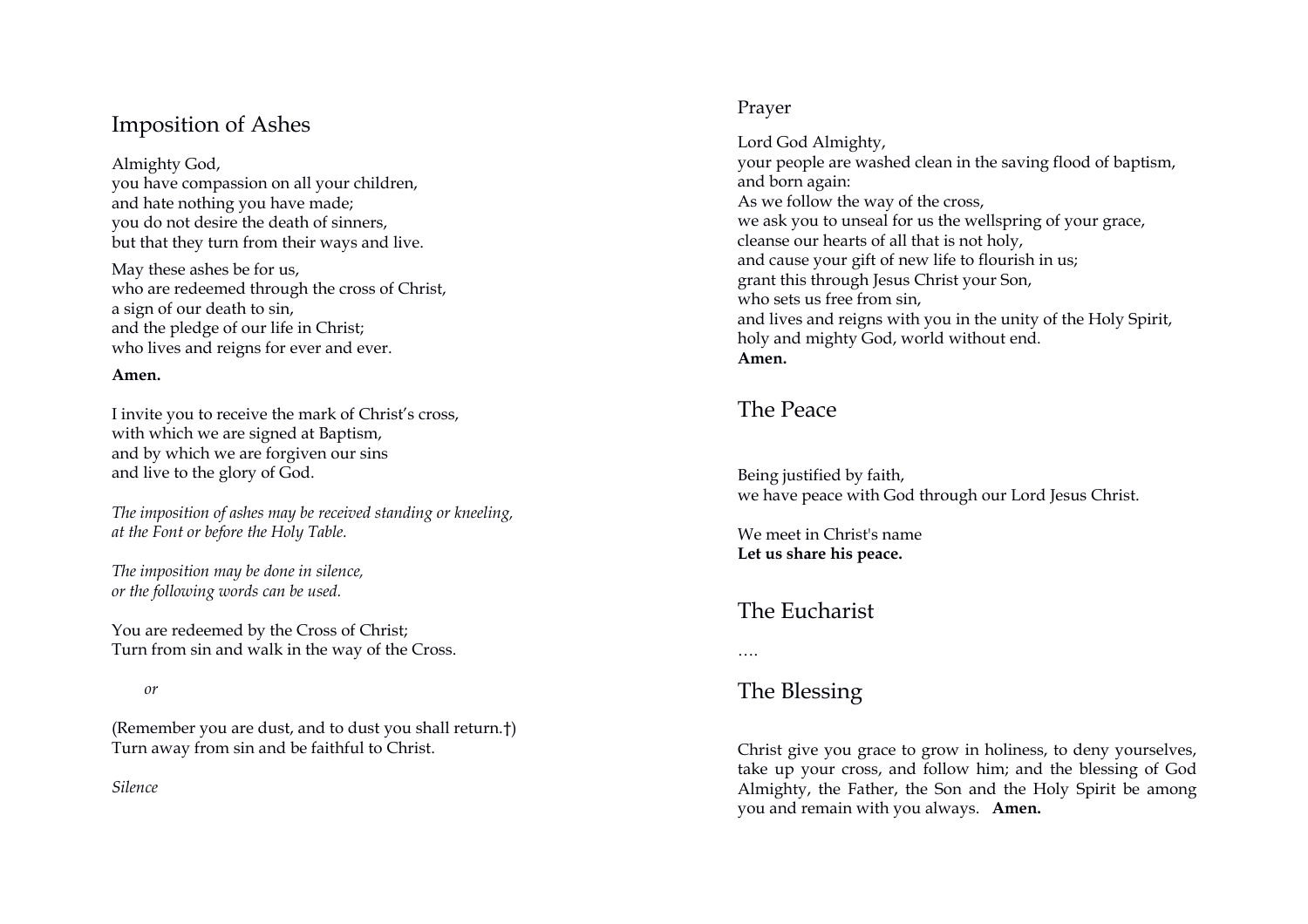## Imposition of Ashes

Almighty God,
you have compassion on all your children,
and hate nothing you have made;
you do not desire the death of sinners,
but that they turn from their ways and live.

May these ashes be for us,
who are redeemed through the cross of Christ,
a sign of our death to sin,
and the pledge of our life in Christ;
who lives and reigns for ever and ever.

**Amen.**

I invite you to receive the mark of Christ's cross,
with which we are signed at Baptism,
and by which we are forgiven our sins
and live to the glory of God.

*The imposition of ashes may be received standing or kneeling, at the Font or before the Holy Table.*

*The imposition may be done in silence, or the following words can be used.*

You are redeemed by the Cross of Christ;
Turn from sin and walk in the way of the Cross.

*or*

(Remember you are dust, and to dust you shall return.†)
Turn away from sin and be faithful to Christ.

*Silence*

Prayer

Lord God Almighty,
your people are washed clean in the saving flood of baptism,
and born again:
As we follow the way of the cross,
we ask you to unseal for us the wellspring of your grace,
cleanse our hearts of all that is not holy,
and cause your gift of new life to flourish in us;
grant this through Jesus Christ your Son,
who sets us free from sin,
and lives and reigns with you in the unity of the Holy Spirit,
holy and mighty God, world without end.
**Amen.**

## The Peace

Being justified by faith,
we have peace with God through our Lord Jesus Christ.

We meet in Christ's name
**Let us share his peace.**

## The Eucharist

….

## The Blessing

Christ give you grace to grow in holiness, to deny yourselves, take up your cross, and follow him; and the blessing of God Almighty, the Father, the Son and the Holy Spirit be among you and remain with you always. **Amen.**